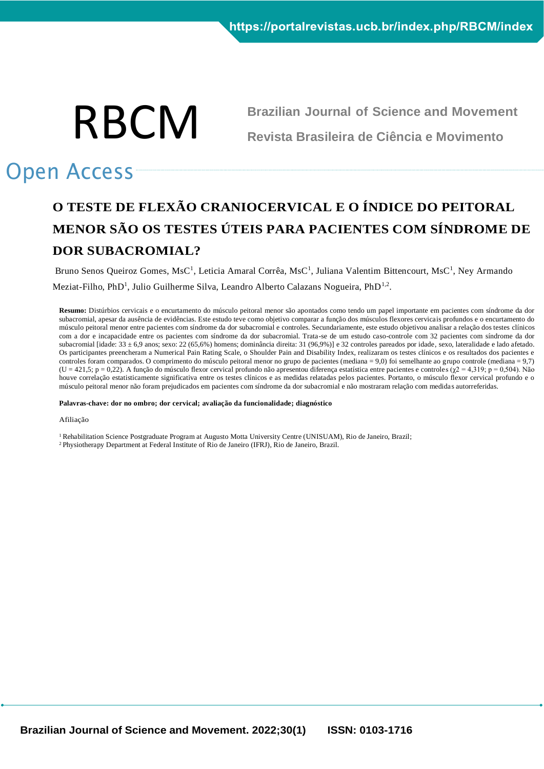# O TESTE DE FLEXÃO CRANIOCERVICAL E O ÍNDICE DO PEITORAL MENOR SÃO OS TESTES ÚTEIS PARA PACIENTES COM SÍNDROME DE DOR SUBACROMIAL?

Bruno Senos Queiroz Gomes, MsC[1], Leticia Amaral Corrêa, MsC[1], Juliana Valentim Bittencourt, MsC[1], Ney Armando Meziat-Filho, PhD[1], Julio Guilherme Silva, Leandro Alberto Calazans Nogueira, PhD[1,2].

**Resumo:** Distúrbios cervicais e o encurtamento do músculo peitoral menor são apontados como tendo um papel importante em pacientes com síndrome da dor subacromial, apesar da ausência de evidências. Este estudo teve como objetivo comparar a função dos músculos flexores cervicais profundos e o encurtamento do músculo peitoral menor entre pacientes com síndrome da dor subacromial e controles. Secundariamente, este estudo objetivou analisar a relação dos testes clínicos com a dor e incapacidade entre os pacientes com síndrome da dor subacromial. Trata-se de um estudo caso-controle com 32 pacientes com síndrome da dor subacromial [idade: 33 ± 6,9 anos; sexo: 22 (65,6%) homens; dominância direita: 31 (96,9%)] e 32 controles pareados por idade, sexo, lateralidade e lado afetado. Os participantes preencheram a Numerical Pain Rating Scale, o Shoulder Pain and Disability Index, realizaram os testes clínicos e os resultados dos pacientes e controles foram comparados. O comprimento do músculo peitoral menor no grupo de pacientes (mediana = 9,0) foi semelhante ao grupo controle (mediana = 9,7) (U = 421,5; p = 0,22). A função do músculo flexor cervical profundo não apresentou diferença estatística entre pacientes e controles ($\chi2$ = 4,319; p = 0,504). Não houve correlação estatisticamente significativa entre os testes clínicos e as medidas relatadas pelos pacientes. Portanto, o músculo flexor cervical profundo e o músculo peitoral menor não foram prejudicados em pacientes com síndrome da dor subacromial e não mostraram relação com medidas autorreferidas.

**Palavras-chave: dor no ombro; dor cervical; avaliação da funcionalidade; diagnóstico**

Afiliação

[1] Rehabilitation Science Postgraduate Program at Augusto Motta University Centre (UNISUAM), Rio de Janeiro, Brazil;
[2] Physiotherapy Department at Federal Institute of Rio de Janeiro (IFRJ), Rio de Janeiro, Brazil.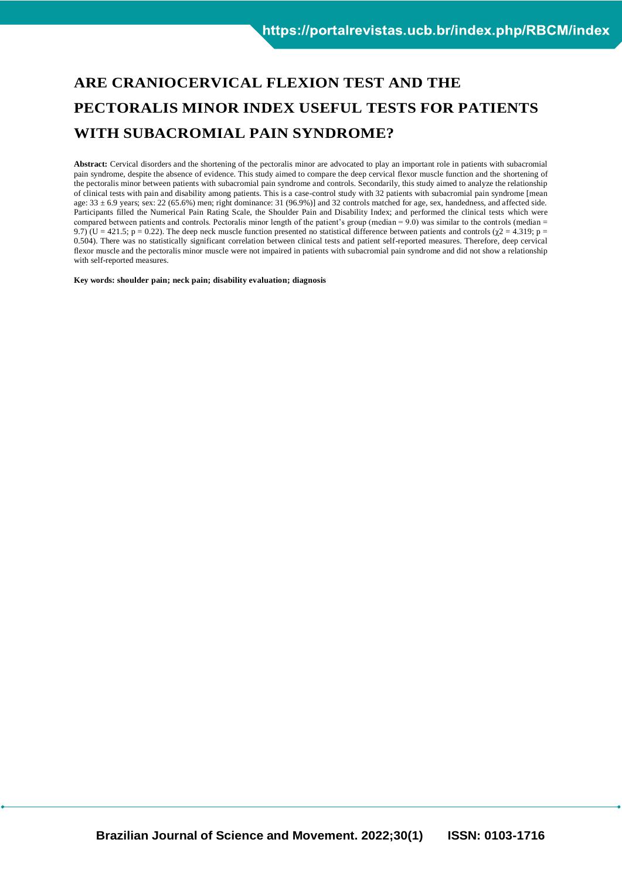# ARE CRANIOCERVICAL FLEXION TEST AND THE PECTORALIS MINOR INDEX USEFUL TESTS FOR PATIENTS WITH SUBACROMIAL PAIN SYNDROME?

**Abstract:** Cervical disorders and the shortening of the pectoralis minor are advocated to play an important role in patients with subacromial pain syndrome, despite the absence of evidence. This study aimed to compare the deep cervical flexor muscle function and the shortening of the pectoralis minor between patients with subacromial pain syndrome and controls. Secondarily, this study aimed to analyze the relationship of clinical tests with pain and disability among patients. This is a case-control study with 32 patients with subacromial pain syndrome [mean age: 33 ± 6.9 years; sex: 22 (65.6%) men; right dominance: 31 (96.9%)] and 32 controls matched for age, sex, handedness, and affected side. Participants filled the Numerical Pain Rating Scale, the Shoulder Pain and Disability Index; and performed the clinical tests which were compared between patients and controls. Pectoralis minor length of the patient's group (median = 9.0) was similar to the controls (median = 9.7) ($U = 421.5$; $p = 0.22$). The deep neck muscle function presented no statistical difference between patients and controls ($\chi2 = 4.319$; $p = 0.504$). There was no statistically significant correlation between clinical tests and patient self-reported measures. Therefore, deep cervical flexor muscle and the pectoralis minor muscle were not impaired in patients with subacromial pain syndrome and did not show a relationship with self-reported measures.

**Key words: shoulder pain; neck pain; disability evaluation; diagnosis**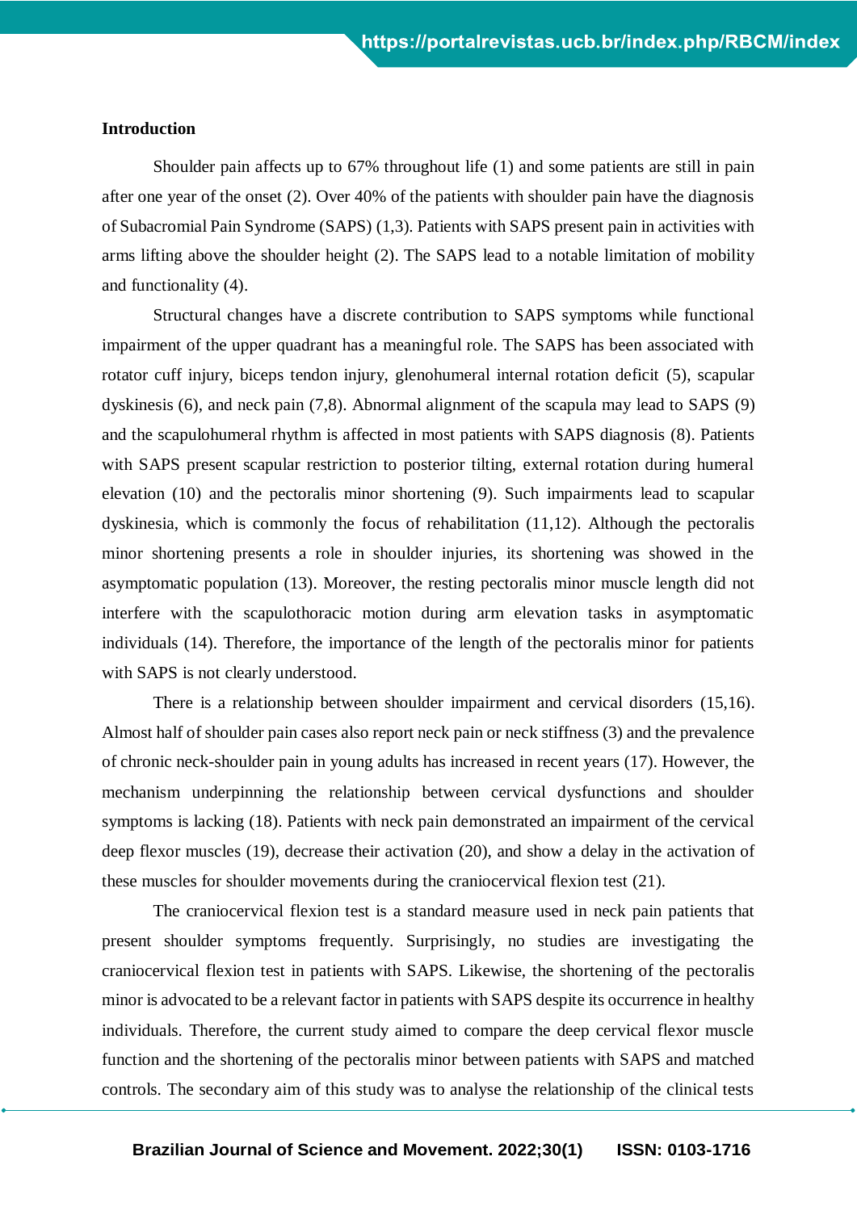## Introduction

Shoulder pain affects up to 67% throughout life (1) and some patients are still in pain after one year of the onset (2). Over 40% of the patients with shoulder pain have the diagnosis of Subacromial Pain Syndrome (SAPS) (1,3). Patients with SAPS present pain in activities with arms lifting above the shoulder height (2). The SAPS lead to a notable limitation of mobility and functionality (4).

Structural changes have a discrete contribution to SAPS symptoms while functional impairment of the upper quadrant has a meaningful role. The SAPS has been associated with rotator cuff injury, biceps tendon injury, glenohumeral internal rotation deficit (5), scapular dyskinesis (6), and neck pain (7,8). Abnormal alignment of the scapula may lead to SAPS (9) and the scapulohumeral rhythm is affected in most patients with SAPS diagnosis (8). Patients with SAPS present scapular restriction to posterior tilting, external rotation during humeral elevation (10) and the pectoralis minor shortening (9). Such impairments lead to scapular dyskinesia, which is commonly the focus of rehabilitation (11,12). Although the pectoralis minor shortening presents a role in shoulder injuries, its shortening was showed in the asymptomatic population (13). Moreover, the resting pectoralis minor muscle length did not interfere with the scapulothoracic motion during arm elevation tasks in asymptomatic individuals (14). Therefore, the importance of the length of the pectoralis minor for patients with SAPS is not clearly understood.

There is a relationship between shoulder impairment and cervical disorders (15,16). Almost half of shoulder pain cases also report neck pain or neck stiffness (3) and the prevalence of chronic neck-shoulder pain in young adults has increased in recent years (17). However, the mechanism underpinning the relationship between cervical dysfunctions and shoulder symptoms is lacking (18). Patients with neck pain demonstrated an impairment of the cervical deep flexor muscles (19), decrease their activation (20), and show a delay in the activation of these muscles for shoulder movements during the craniocervical flexion test (21).

The craniocervical flexion test is a standard measure used in neck pain patients that present shoulder symptoms frequently. Surprisingly, no studies are investigating the craniocervical flexion test in patients with SAPS. Likewise, the shortening of the pectoralis minor is advocated to be a relevant factor in patients with SAPS despite its occurrence in healthy individuals. Therefore, the current study aimed to compare the deep cervical flexor muscle function and the shortening of the pectoralis minor between patients with SAPS and matched controls. The secondary aim of this study was to analyse the relationship of the clinical tests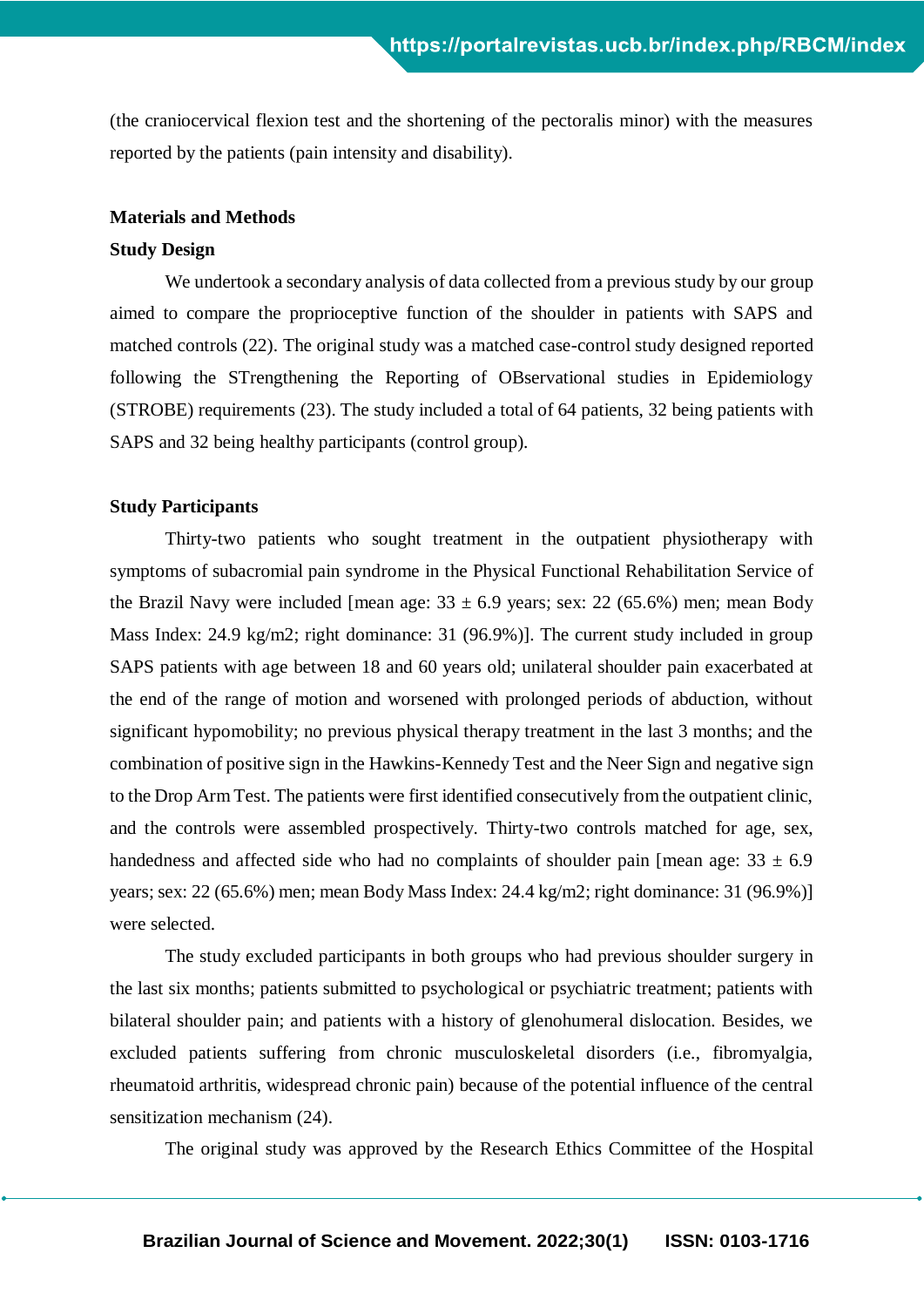(the craniocervical flexion test and the shortening of the pectoralis minor) with the measures reported by the patients (pain intensity and disability).

## Materials and Methods

### Study Design

We undertook a secondary analysis of data collected from a previous study by our group aimed to compare the proprioceptive function of the shoulder in patients with SAPS and matched controls (22). The original study was a matched case-control study designed reported following the STrengthening the Reporting of OBservational studies in Epidemiology (STROBE) requirements (23). The study included a total of 64 patients, 32 being patients with SAPS and 32 being healthy participants (control group).

### Study Participants

Thirty-two patients who sought treatment in the outpatient physiotherapy with symptoms of subacromial pain syndrome in the Physical Functional Rehabilitation Service of the Brazil Navy were included [mean age: 33 ± 6.9 years; sex: 22 (65.6%) men; mean Body Mass Index: 24.9 kg/m2; right dominance: 31 (96.9%)]. The current study included in group SAPS patients with age between 18 and 60 years old; unilateral shoulder pain exacerbated at the end of the range of motion and worsened with prolonged periods of abduction, without significant hypomobility; no previous physical therapy treatment in the last 3 months; and the combination of positive sign in the Hawkins-Kennedy Test and the Neer Sign and negative sign to the Drop Arm Test. The patients were first identified consecutively from the outpatient clinic, and the controls were assembled prospectively. Thirty-two controls matched for age, sex, handedness and affected side who had no complaints of shoulder pain [mean age: 33 ± 6.9 years; sex: 22 (65.6%) men; mean Body Mass Index: 24.4 kg/m2; right dominance: 31 (96.9%)] were selected.

The study excluded participants in both groups who had previous shoulder surgery in the last six months; patients submitted to psychological or psychiatric treatment; patients with bilateral shoulder pain; and patients with a history of glenohumeral dislocation. Besides, we excluded patients suffering from chronic musculoskeletal disorders (i.e., fibromyalgia, rheumatoid arthritis, widespread chronic pain) because of the potential influence of the central sensitization mechanism (24).

The original study was approved by the Research Ethics Committee of the Hospital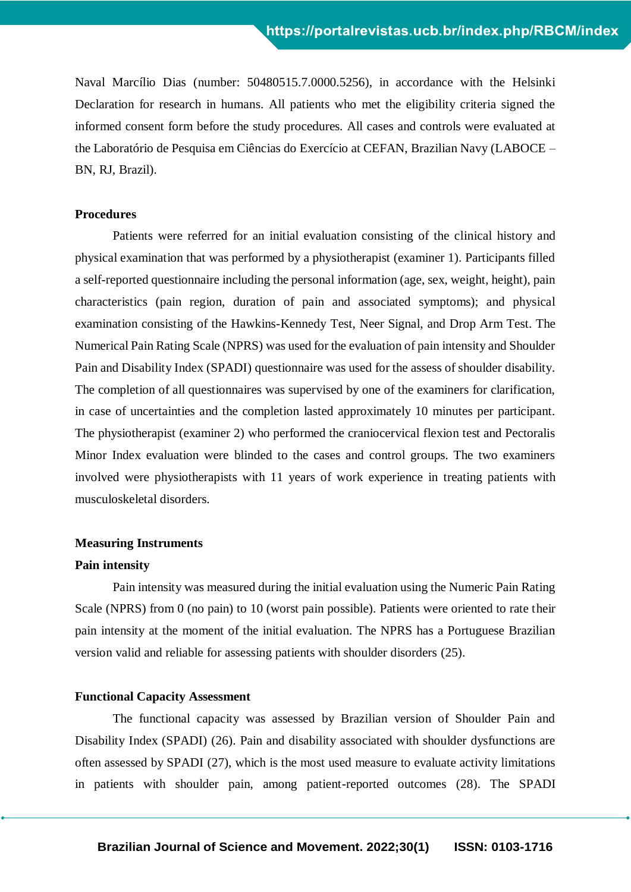Naval Marcílio Dias (number: 50480515.7.0000.5256), in accordance with the Helsinki Declaration for research in humans. All patients who met the eligibility criteria signed the informed consent form before the study procedures. All cases and controls were evaluated at the Laboratório de Pesquisa em Ciências do Exercício at CEFAN, Brazilian Navy (LABOCE – BN, RJ, Brazil).

**Procedures**

Patients were referred for an initial evaluation consisting of the clinical history and physical examination that was performed by a physiotherapist (examiner 1). Participants filled a self-reported questionnaire including the personal information (age, sex, weight, height), pain characteristics (pain region, duration of pain and associated symptoms); and physical examination consisting of the Hawkins-Kennedy Test, Neer Signal, and Drop Arm Test. The Numerical Pain Rating Scale (NPRS) was used for the evaluation of pain intensity and Shoulder Pain and Disability Index (SPADI) questionnaire was used for the assess of shoulder disability. The completion of all questionnaires was supervised by one of the examiners for clarification, in case of uncertainties and the completion lasted approximately 10 minutes per participant. The physiotherapist (examiner 2) who performed the craniocervical flexion test and Pectoralis Minor Index evaluation were blinded to the cases and control groups. The two examiners involved were physiotherapists with 11 years of work experience in treating patients with musculoskeletal disorders.

**Measuring Instruments**

**Pain intensity**

Pain intensity was measured during the initial evaluation using the Numeric Pain Rating Scale (NPRS) from 0 (no pain) to 10 (worst pain possible). Patients were oriented to rate their pain intensity at the moment of the initial evaluation. The NPRS has a Portuguese Brazilian version valid and reliable for assessing patients with shoulder disorders (25).

**Functional Capacity Assessment**

The functional capacity was assessed by Brazilian version of Shoulder Pain and Disability Index (SPADI) (26). Pain and disability associated with shoulder dysfunctions are often assessed by SPADI (27), which is the most used measure to evaluate activity limitations in patients with shoulder pain, among patient-reported outcomes (28). The SPADI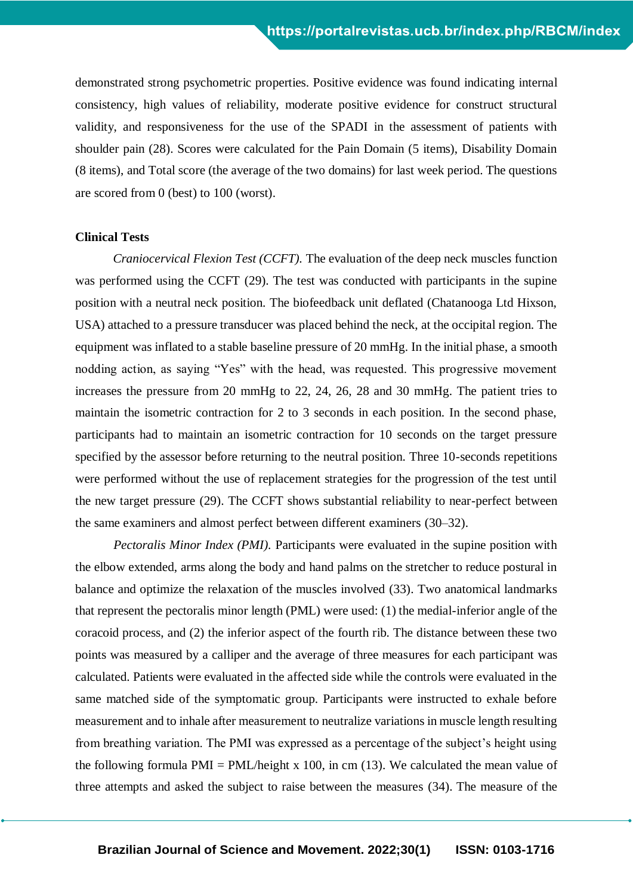demonstrated strong psychometric properties. Positive evidence was found indicating internal consistency, high values of reliability, moderate positive evidence for construct structural validity, and responsiveness for the use of the SPADI in the assessment of patients with shoulder pain (28). Scores were calculated for the Pain Domain (5 items), Disability Domain (8 items), and Total score (the average of the two domains) for last week period. The questions are scored from 0 (best) to 100 (worst).

**Clinical Tests**

*Craniocervical Flexion Test (CCFT).* The evaluation of the deep neck muscles function was performed using the CCFT (29). The test was conducted with participants in the supine position with a neutral neck position. The biofeedback unit deflated (Chatanooga Ltd Hixson, USA) attached to a pressure transducer was placed behind the neck, at the occipital region. The equipment was inflated to a stable baseline pressure of 20 mmHg. In the initial phase, a smooth nodding action, as saying "Yes" with the head, was requested. This progressive movement increases the pressure from 20 mmHg to 22, 24, 26, 28 and 30 mmHg. The patient tries to maintain the isometric contraction for 2 to 3 seconds in each position. In the second phase, participants had to maintain an isometric contraction for 10 seconds on the target pressure specified by the assessor before returning to the neutral position. Three 10-seconds repetitions were performed without the use of replacement strategies for the progression of the test until the new target pressure (29). The CCFT shows substantial reliability to near-perfect between the same examiners and almost perfect between different examiners (30–32).

*Pectoralis Minor Index (PMI).* Participants were evaluated in the supine position with the elbow extended, arms along the body and hand palms on the stretcher to reduce postural in balance and optimize the relaxation of the muscles involved (33). Two anatomical landmarks that represent the pectoralis minor length (PML) were used: (1) the medial-inferior angle of the coracoid process, and (2) the inferior aspect of the fourth rib. The distance between these two points was measured by a calliper and the average of three measures for each participant was calculated. Patients were evaluated in the affected side while the controls were evaluated in the same matched side of the symptomatic group. Participants were instructed to exhale before measurement and to inhale after measurement to neutralize variations in muscle length resulting from breathing variation. The PMI was expressed as a percentage of the subject's height using the following formula PMI = PML/height x 100, in cm (13). We calculated the mean value of three attempts and asked the subject to raise between the measures (34). The measure of the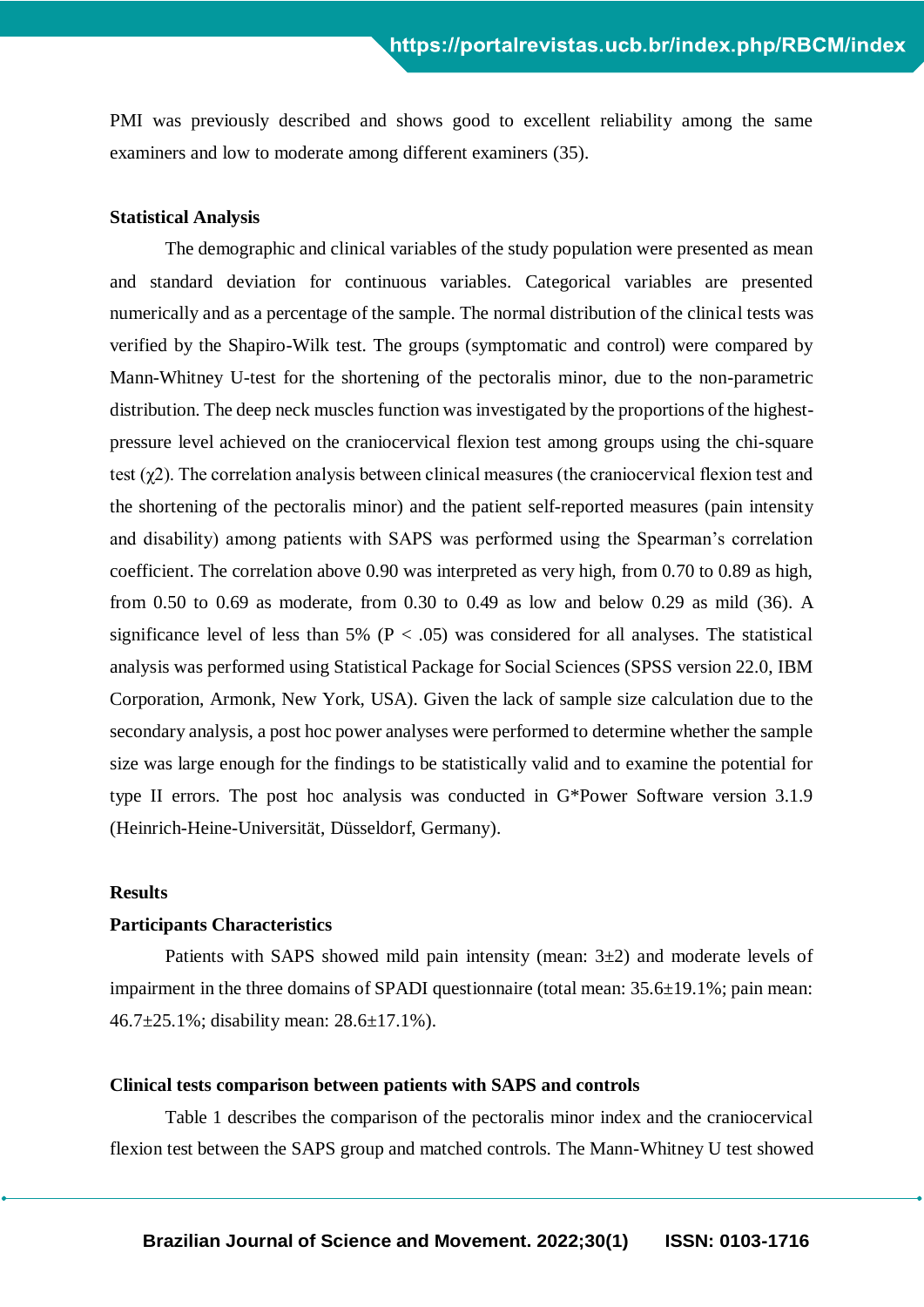PMI was previously described and shows good to excellent reliability among the same examiners and low to moderate among different examiners (35).

**Statistical Analysis**

The demographic and clinical variables of the study population were presented as mean and standard deviation for continuous variables. Categorical variables are presented numerically and as a percentage of the sample. The normal distribution of the clinical tests was verified by the Shapiro-Wilk test. The groups (symptomatic and control) were compared by Mann-Whitney U-test for the shortening of the pectoralis minor, due to the non-parametric distribution. The deep neck muscles function was investigated by the proportions of the highest-pressure level achieved on the craniocervical flexion test among groups using the chi-square test ($\chi 2$). The correlation analysis between clinical measures (the craniocervical flexion test and the shortening of the pectoralis minor) and the patient self-reported measures (pain intensity and disability) among patients with SAPS was performed using the Spearman's correlation coefficient. The correlation above 0.90 was interpreted as very high, from 0.70 to 0.89 as high, from 0.50 to 0.69 as moderate, from 0.30 to 0.49 as low and below 0.29 as mild (36). A significance level of less than 5% ($P < .05$) was considered for all analyses. The statistical analysis was performed using Statistical Package for Social Sciences (SPSS version 22.0, IBM Corporation, Armonk, New York, USA). Given the lack of sample size calculation due to the secondary analysis, a post hoc power analyses were performed to determine whether the sample size was large enough for the findings to be statistically valid and to examine the potential for type II errors. The post hoc analysis was conducted in G*Power Software version 3.1.9 (Heinrich-Heine-Universität, Düsseldorf, Germany).

**Results**

**Participants Characteristics**

Patients with SAPS showed mild pain intensity (mean: 3±2) and moderate levels of impairment in the three domains of SPADI questionnaire (total mean: 35.6±19.1%; pain mean: 46.7±25.1%; disability mean: 28.6±17.1%).

**Clinical tests comparison between patients with SAPS and controls**

Table 1 describes the comparison of the pectoralis minor index and the craniocervical flexion test between the SAPS group and matched controls. The Mann-Whitney U test showed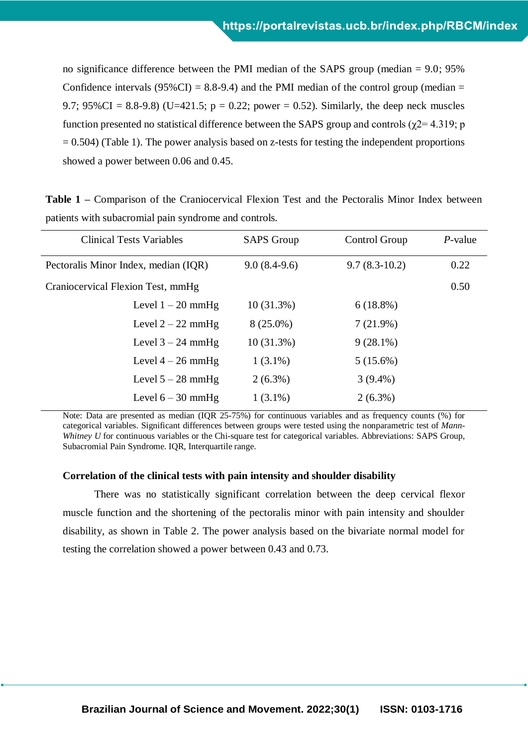no significance difference between the PMI median of the SAPS group (median = 9.0; 95% Confidence intervals (95%CI) = 8.8-9.4) and the PMI median of the control group (median = 9.7; 95%CI = 8.8-9.8) (U=421.5; p = 0.22; power = 0.52). Similarly, the deep neck muscles function presented no statistical difference between the SAPS group and controls ($\chi 2$= 4.319; p = 0.504) (Table 1). The power analysis based on z-tests for testing the independent proportions showed a power between 0.06 and 0.45.

**Table 1** – Comparison of the Craniocervical Flexion Test and the Pectoralis Minor Index between patients with subacromial pain syndrome and controls.

| Clinical Tests Variables | SAPS Group | Control Group | *P*-value |
|---|---|---|---|
| Pectoralis Minor Index, median (IQR) | 9.0 (8.4-9.6) | 9.7 (8.3-10.2) | 0.22 |
| Craniocervical Flexion Test, mmHg | | | 0.50 |
| Level 1 – 20 mmHg | 10 (31.3%) | 6 (18.8%) | |
| Level 2 – 22 mmHg | 8 (25.0%) | 7 (21.9%) | |
| Level 3 – 24 mmHg | 10 (31.3%) | 9 (28.1%) | |
| Level 4 – 26 mmHg | 1 (3.1%) | 5 (15.6%) | |
| Level 5 – 28 mmHg | 2 (6.3%) | 3 (9.4%) | |
| Level 6 – 30 mmHg | 1 (3.1%) | 2 (6.3%) | |

Note: Data are presented as median (IQR 25-75%) for continuous variables and as frequency counts (%) for categorical variables. Significant differences between groups were tested using the nonparametric test of *Mann-Whitney U* for continuous variables or the Chi-square test for categorical variables. Abbreviations: SAPS Group, Subacromial Pain Syndrome. IQR, Interquartile range.

**Correlation of the clinical tests with pain intensity and shoulder disability**

There was no statistically significant correlation between the deep cervical flexor muscle function and the shortening of the pectoralis minor with pain intensity and shoulder disability, as shown in Table 2. The power analysis based on the bivariate normal model for testing the correlation showed a power between 0.43 and 0.73.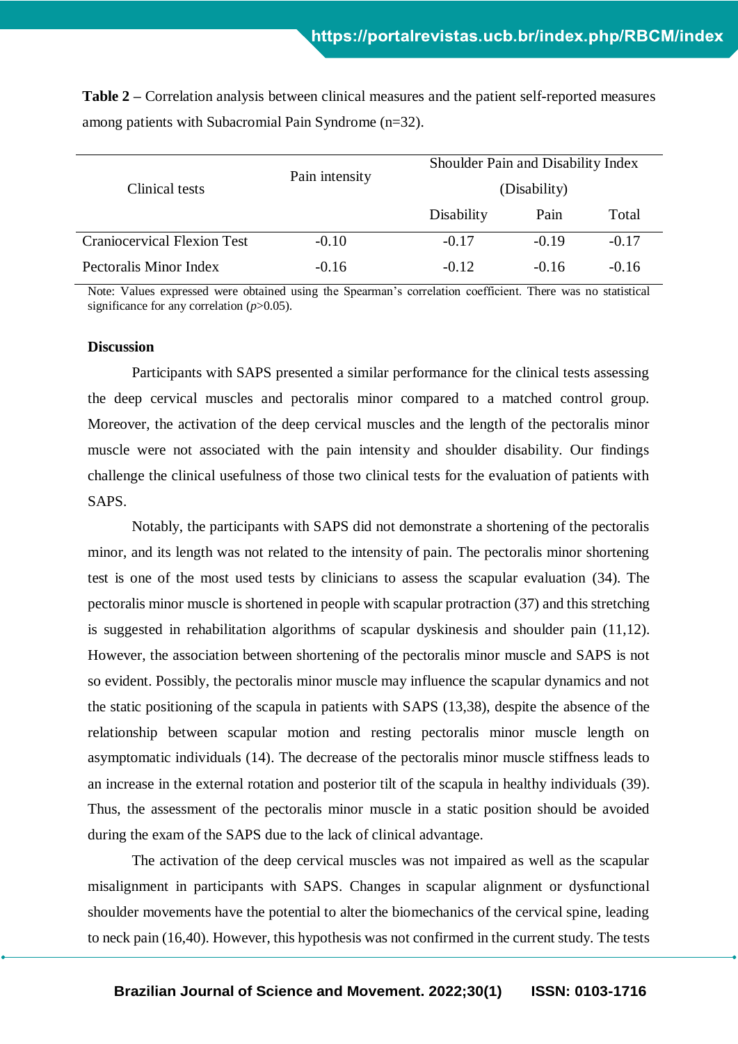**Table 2** – Correlation analysis between clinical measures and the patient self-reported measures among patients with Subacromial Pain Syndrome (n=32).

| Clinical tests | Pain intensity | Shoulder Pain and Disability Index (Disability) | | |
|---|---|---|---|---|
| | | Disability | Pain | Total |
| Craniocervical Flexion Test | -0.10 | -0.17 | -0.19 | -0.17 |
| Pectoralis Minor Index | -0.16 | -0.12 | -0.16 | -0.16 |

Note: Values expressed were obtained using the Spearman's correlation coefficient. There was no statistical significance for any correlation ($p$>0.05).

**Discussion**

Participants with SAPS presented a similar performance for the clinical tests assessing the deep cervical muscles and pectoralis minor compared to a matched control group. Moreover, the activation of the deep cervical muscles and the length of the pectoralis minor muscle were not associated with the pain intensity and shoulder disability. Our findings challenge the clinical usefulness of those two clinical tests for the evaluation of patients with SAPS.

Notably, the participants with SAPS did not demonstrate a shortening of the pectoralis minor, and its length was not related to the intensity of pain. The pectoralis minor shortening test is one of the most used tests by clinicians to assess the scapular evaluation (34). The pectoralis minor muscle is shortened in people with scapular protraction (37) and this stretching is suggested in rehabilitation algorithms of scapular dyskinesis and shoulder pain (11,12). However, the association between shortening of the pectoralis minor muscle and SAPS is not so evident. Possibly, the pectoralis minor muscle may influence the scapular dynamics and not the static positioning of the scapula in patients with SAPS (13,38), despite the absence of the relationship between scapular motion and resting pectoralis minor muscle length on asymptomatic individuals (14). The decrease of the pectoralis minor muscle stiffness leads to an increase in the external rotation and posterior tilt of the scapula in healthy individuals (39). Thus, the assessment of the pectoralis minor muscle in a static position should be avoided during the exam of the SAPS due to the lack of clinical advantage.

The activation of the deep cervical muscles was not impaired as well as the scapular misalignment in participants with SAPS. Changes in scapular alignment or dysfunctional shoulder movements have the potential to alter the biomechanics of the cervical spine, leading to neck pain (16,40). However, this hypothesis was not confirmed in the current study. The tests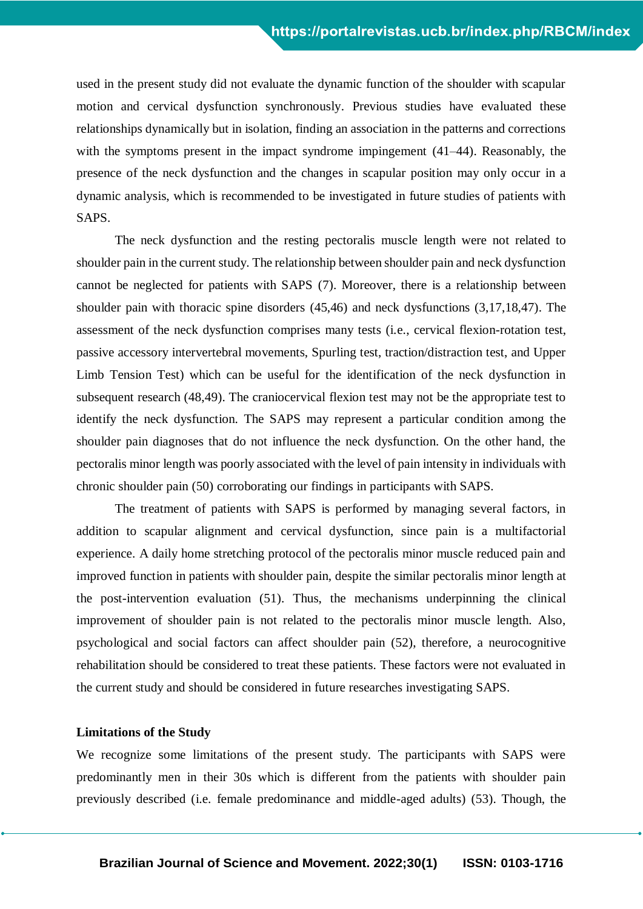used in the present study did not evaluate the dynamic function of the shoulder with scapular motion and cervical dysfunction synchronously. Previous studies have evaluated these relationships dynamically but in isolation, finding an association in the patterns and corrections with the symptoms present in the impact syndrome impingement (41–44). Reasonably, the presence of the neck dysfunction and the changes in scapular position may only occur in a dynamic analysis, which is recommended to be investigated in future studies of patients with SAPS.

The neck dysfunction and the resting pectoralis muscle length were not related to shoulder pain in the current study. The relationship between shoulder pain and neck dysfunction cannot be neglected for patients with SAPS (7). Moreover, there is a relationship between shoulder pain with thoracic spine disorders (45,46) and neck dysfunctions (3,17,18,47). The assessment of the neck dysfunction comprises many tests (i.e., cervical flexion-rotation test, passive accessory intervertebral movements, Spurling test, traction/distraction test, and Upper Limb Tension Test) which can be useful for the identification of the neck dysfunction in subsequent research (48,49). The craniocervical flexion test may not be the appropriate test to identify the neck dysfunction. The SAPS may represent a particular condition among the shoulder pain diagnoses that do not influence the neck dysfunction. On the other hand, the pectoralis minor length was poorly associated with the level of pain intensity in individuals with chronic shoulder pain (50) corroborating our findings in participants with SAPS.

The treatment of patients with SAPS is performed by managing several factors, in addition to scapular alignment and cervical dysfunction, since pain is a multifactorial experience. A daily home stretching protocol of the pectoralis minor muscle reduced pain and improved function in patients with shoulder pain, despite the similar pectoralis minor length at the post-intervention evaluation (51). Thus, the mechanisms underpinning the clinical improvement of shoulder pain is not related to the pectoralis minor muscle length. Also, psychological and social factors can affect shoulder pain (52), therefore, a neurocognitive rehabilitation should be considered to treat these patients. These factors were not evaluated in the current study and should be considered in future researches investigating SAPS.

**Limitations of the Study**

We recognize some limitations of the present study. The participants with SAPS were predominantly men in their 30s which is different from the patients with shoulder pain previously described (i.e. female predominance and middle-aged adults) (53). Though, the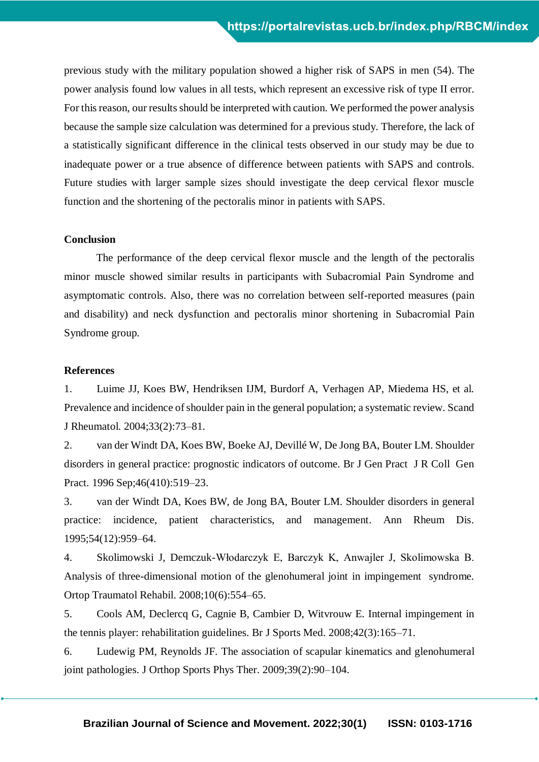previous study with the military population showed a higher risk of SAPS in men (54). The power analysis found low values in all tests, which represent an excessive risk of type II error. For this reason, our results should be interpreted with caution. We performed the power analysis because the sample size calculation was determined for a previous study. Therefore, the lack of a statistically significant difference in the clinical tests observed in our study may be due to inadequate power or a true absence of difference between patients with SAPS and controls. Future studies with larger sample sizes should investigate the deep cervical flexor muscle function and the shortening of the pectoralis minor in patients with SAPS.

## Conclusion

The performance of the deep cervical flexor muscle and the length of the pectoralis minor muscle showed similar results in participants with Subacromial Pain Syndrome and asymptomatic controls. Also, there was no correlation between self-reported measures (pain and disability) and neck dysfunction and pectoralis minor shortening in Subacromial Pain Syndrome group.

## References

1. Luime JJ, Koes BW, Hendriksen IJM, Burdorf A, Verhagen AP, Miedema HS, et al. Prevalence and incidence of shoulder pain in the general population; a systematic review. Scand J Rheumatol. 2004;33(2):73–81.
2. van der Windt DA, Koes BW, Boeke AJ, Devillé W, De Jong BA, Bouter LM. Shoulder disorders in general practice: prognostic indicators of outcome. Br J Gen Pract J R Coll Gen Pract. 1996 Sep;46(410):519–23.
3. van der Windt DA, Koes BW, de Jong BA, Bouter LM. Shoulder disorders in general practice: incidence, patient characteristics, and management. Ann Rheum Dis. 1995;54(12):959–64.
4. Skolimowski J, Demczuk-Włodarczyk E, Barczyk K, Anwajler J, Skolimowska B. Analysis of three-dimensional motion of the glenohumeral joint in impingement syndrome. Ortop Traumatol Rehabil. 2008;10(6):554–65.
5. Cools AM, Declercq G, Cagnie B, Cambier D, Witvrouw E. Internal impingement in the tennis player: rehabilitation guidelines. Br J Sports Med. 2008;42(3):165–71.
6. Ludewig PM, Reynolds JF. The association of scapular kinematics and glenohumeral joint pathologies. J Orthop Sports Phys Ther. 2009;39(2):90–104.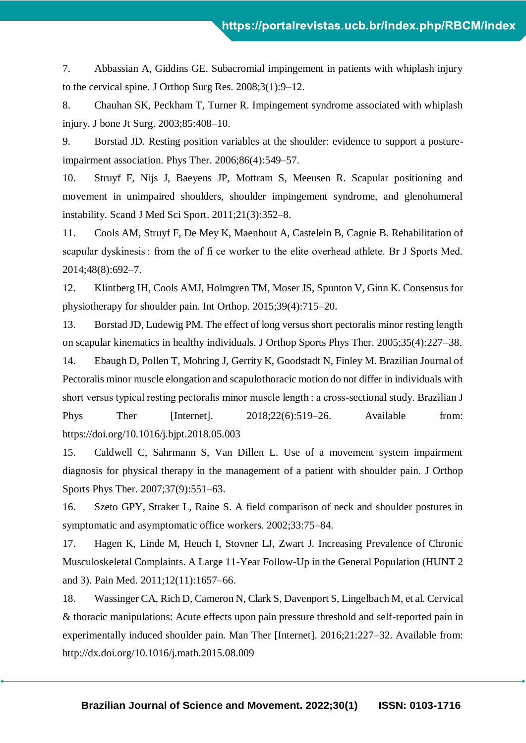7. Abbassian A, Giddins GE. Subacromial impingement in patients with whiplash injury to the cervical spine. J Orthop Surg Res. 2008;3(1):9–12.

8. Chauhan SK, Peckham T, Turner R. Impingement syndrome associated with whiplash injury. J bone Jt Surg. 2003;85:408–10.

9. Borstad JD. Resting position variables at the shoulder: evidence to support a posture-impairment association. Phys Ther. 2006;86(4):549–57.

10. Struyf F, Nijs J, Baeyens JP, Mottram S, Meeusen R. Scapular positioning and movement in unimpaired shoulders, shoulder impingement syndrome, and glenohumeral instability. Scand J Med Sci Sport. 2011;21(3):352–8.

11. Cools AM, Struyf F, De Mey K, Maenhout A, Castelein B, Cagnie B. Rehabilitation of scapular dyskinesis : from the of fi ce worker to the elite overhead athlete. Br J Sports Med. 2014;48(8):692–7.

12. Klintberg IH, Cools AMJ, Holmgren TM, Moser JS, Spunton V, Ginn K. Consensus for physiotherapy for shoulder pain. Int Orthop. 2015;39(4):715–20.

13. Borstad JD, Ludewig PM. The effect of long versus short pectoralis minor resting length on scapular kinematics in healthy individuals. J Orthop Sports Phys Ther. 2005;35(4):227–38.

14. Ebaugh D, Pollen T, Mohring J, Gerrity K, Goodstadt N, Finley M. Brazilian Journal of Pectoralis minor muscle elongation and scapulothoracic motion do not differ in individuals with short versus typical resting pectoralis minor muscle length : a cross-sectional study. Brazilian J Phys Ther [Internet]. 2018;22(6):519–26. Available from: https://doi.org/10.1016/j.bjpt.2018.05.003

15. Caldwell C, Sahrmann S, Van Dillen L. Use of a movement system impairment diagnosis for physical therapy in the management of a patient with shoulder pain. J Orthop Sports Phys Ther. 2007;37(9):551–63.

16. Szeto GPY, Straker L, Raine S. A field comparison of neck and shoulder postures in symptomatic and asymptomatic office workers. 2002;33:75–84.

17. Hagen K, Linde M, Heuch I, Stovner LJ, Zwart J. Increasing Prevalence of Chronic Musculoskeletal Complaints. A Large 11-Year Follow-Up in the General Population (HUNT 2 and 3). Pain Med. 2011;12(11):1657–66.

18. Wassinger CA, Rich D, Cameron N, Clark S, Davenport S, Lingelbach M, et al. Cervical & thoracic manipulations: Acute effects upon pain pressure threshold and self-reported pain in experimentally induced shoulder pain. Man Ther [Internet]. 2016;21:227–32. Available from: http://dx.doi.org/10.1016/j.math.2015.08.009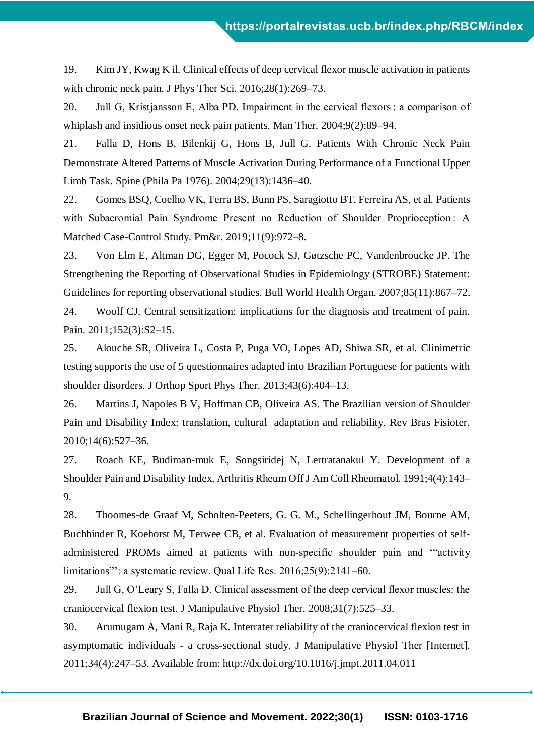19. Kim JY, Kwag K il. Clinical effects of deep cervical flexor muscle activation in patients with chronic neck pain. J Phys Ther Sci. 2016;28(1):269–73.

20. Jull G, Kristjansson E, Alba PD. Impairment in the cervical flexors : a comparison of whiplash and insidious onset neck pain patients. Man Ther. 2004;9(2):89–94.

21. Falla D, Hons B, Bilenkij G, Hons B, Jull G. Patients With Chronic Neck Pain Demonstrate Altered Patterns of Muscle Activation During Performance of a Functional Upper Limb Task. Spine (Phila Pa 1976). 2004;29(13):1436–40.

22. Gomes BSQ, Coelho VK, Terra BS, Bunn PS, Saragiotto BT, Ferreira AS, et al. Patients with Subacromial Pain Syndrome Present no Reduction of Shoulder Proprioception : A Matched Case-Control Study. Pm&r. 2019;11(9):972–8.

23. Von Elm E, Altman DG, Egger M, Pocock SJ, Gøtzsche PC, Vandenbroucke JP. The Strengthening the Reporting of Observational Studies in Epidemiology (STROBE) Statement: Guidelines for reporting observational studies. Bull World Health Organ. 2007;85(11):867–72.

24. Woolf CJ. Central sensitization: implications for the diagnosis and treatment of pain. Pain. 2011;152(3):S2–15.

25. Alouche SR, Oliveira L, Costa P, Puga VO, Lopes AD, Shiwa SR, et al. Clinimetric testing supports the use of 5 questionnaires adapted into Brazilian Portuguese for patients with shoulder disorders. J Orthop Sport Phys Ther. 2013;43(6):404–13.

26. Martins J, Napoles B V, Hoffman CB, Oliveira AS. The Brazilian version of Shoulder Pain and Disability Index: translation, cultural adaptation and reliability. Rev Bras Fisioter. 2010;14(6):527–36.

27. Roach KE, Budiman-muk E, Songsiridej N, Lertratanakul Y. Development of a Shoulder Pain and Disability Index. Arthritis Rheum Off J Am Coll Rheumatol. 1991;4(4):143–9.

28. Thoomes-de Graaf M, Scholten-Peeters, G. G. M., Schellingerhout JM, Bourne AM, Buchbinder R, Koehorst M, Terwee CB, et al. Evaluation of measurement properties of self-administered PROMs aimed at patients with non-specific shoulder pain and '"activity limitations"': a systematic review. Qual Life Res. 2016;25(9):2141–60.

29. Jull G, O'Leary S, Falla D. Clinical assessment of the deep cervical flexor muscles: the craniocervical flexion test. J Manipulative Physiol Ther. 2008;31(7):525–33.

30. Arumugam A, Mani R, Raja K. Interrater reliability of the craniocervical flexion test in asymptomatic individuals - a cross-sectional study. J Manipulative Physiol Ther [Internet]. 2011;34(4):247–53. Available from: http://dx.doi.org/10.1016/j.jmpt.2011.04.011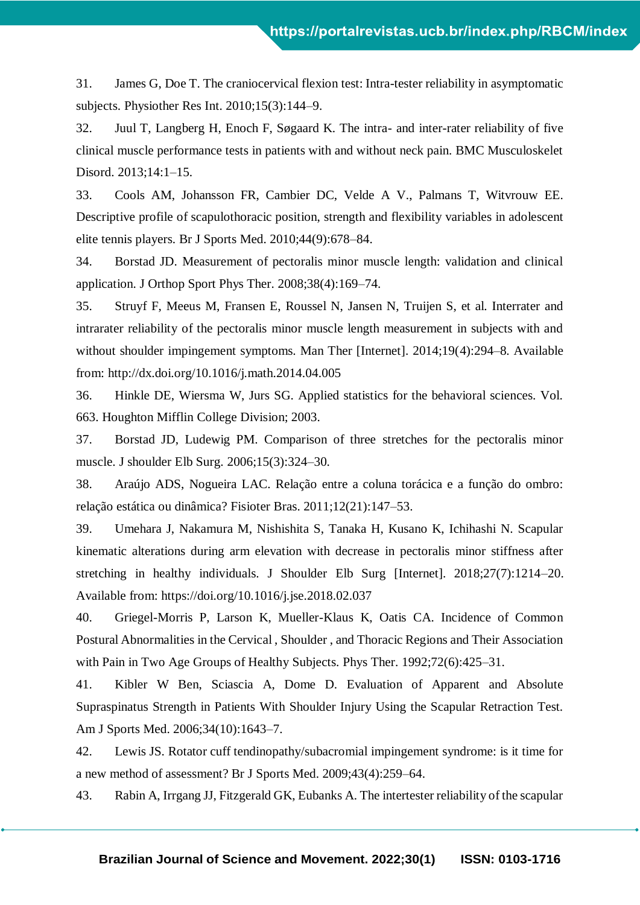31. James G, Doe T. The craniocervical flexion test: Intra-tester reliability in asymptomatic subjects. Physiother Res Int. 2010;15(3):144–9.

32. Juul T, Langberg H, Enoch F, Søgaard K. The intra- and inter-rater reliability of five clinical muscle performance tests in patients with and without neck pain. BMC Musculoskelet Disord. 2013;14:1–15.

33. Cools AM, Johansson FR, Cambier DC, Velde A V., Palmans T, Witvrouw EE. Descriptive profile of scapulothoracic position, strength and flexibility variables in adolescent elite tennis players. Br J Sports Med. 2010;44(9):678–84.

34. Borstad JD. Measurement of pectoralis minor muscle length: validation and clinical application. J Orthop Sport Phys Ther. 2008;38(4):169–74.

35. Struyf F, Meeus M, Fransen E, Roussel N, Jansen N, Truijen S, et al. Interrater and intrarater reliability of the pectoralis minor muscle length measurement in subjects with and without shoulder impingement symptoms. Man Ther [Internet]. 2014;19(4):294–8. Available from: http://dx.doi.org/10.1016/j.math.2014.04.005

36. Hinkle DE, Wiersma W, Jurs SG. Applied statistics for the behavioral sciences. Vol. 663. Houghton Mifflin College Division; 2003.

37. Borstad JD, Ludewig PM. Comparison of three stretches for the pectoralis minor muscle. J shoulder Elb Surg. 2006;15(3):324–30.

38. Araújo ADS, Nogueira LAC. Relação entre a coluna torácica e a função do ombro: relação estática ou dinâmica? Fisioter Bras. 2011;12(21):147–53.

39. Umehara J, Nakamura M, Nishishita S, Tanaka H, Kusano K, Ichihashi N. Scapular kinematic alterations during arm elevation with decrease in pectoralis minor stiffness after stretching in healthy individuals. J Shoulder Elb Surg [Internet]. 2018;27(7):1214–20. Available from: https://doi.org/10.1016/j.jse.2018.02.037

40. Griegel-Morris P, Larson K, Mueller-Klaus K, Oatis CA. Incidence of Common Postural Abnormalities in the Cervical , Shoulder , and Thoracic Regions and Their Association with Pain in Two Age Groups of Healthy Subjects. Phys Ther. 1992;72(6):425–31.

41. Kibler W Ben, Sciascia A, Dome D. Evaluation of Apparent and Absolute Supraspinatus Strength in Patients With Shoulder Injury Using the Scapular Retraction Test. Am J Sports Med. 2006;34(10):1643–7.

42. Lewis JS. Rotator cuff tendinopathy/subacromial impingement syndrome: is it time for a new method of assessment? Br J Sports Med. 2009;43(4):259–64.

43. Rabin A, Irrgang JJ, Fitzgerald GK, Eubanks A. The intertester reliability of the scapular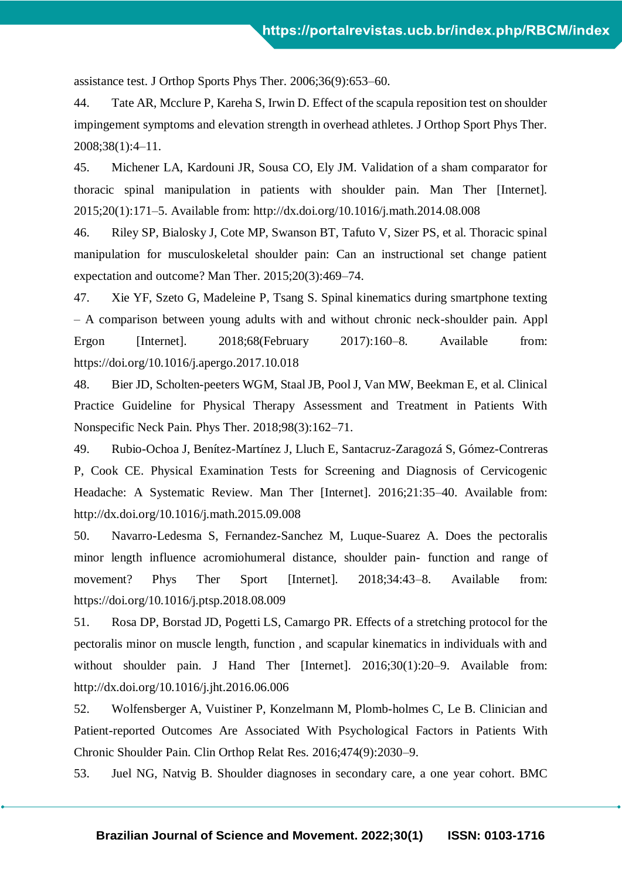assistance test. J Orthop Sports Phys Ther. 2006;36(9):653–60.

44. Tate AR, Mcclure P, Kareha S, Irwin D. Effect of the scapula reposition test on shoulder impingement symptoms and elevation strength in overhead athletes. J Orthop Sport Phys Ther. 2008;38(1):4–11.

45. Michener LA, Kardouni JR, Sousa CO, Ely JM. Validation of a sham comparator for thoracic spinal manipulation in patients with shoulder pain. Man Ther [Internet]. 2015;20(1):171–5. Available from: http://dx.doi.org/10.1016/j.math.2014.08.008

46. Riley SP, Bialosky J, Cote MP, Swanson BT, Tafuto V, Sizer PS, et al. Thoracic spinal manipulation for musculoskeletal shoulder pain: Can an instructional set change patient expectation and outcome? Man Ther. 2015;20(3):469–74.

47. Xie YF, Szeto G, Madeleine P, Tsang S. Spinal kinematics during smartphone texting – A comparison between young adults with and without chronic neck-shoulder pain. Appl Ergon [Internet]. 2018;68(February 2017):160–8. Available from: https://doi.org/10.1016/j.apergo.2017.10.018

48. Bier JD, Scholten-peeters WGM, Staal JB, Pool J, Van MW, Beekman E, et al. Clinical Practice Guideline for Physical Therapy Assessment and Treatment in Patients With Nonspecific Neck Pain. Phys Ther. 2018;98(3):162–71.

49. Rubio-Ochoa J, Benítez-Martínez J, Lluch E, Santacruz-Zaragozá S, Gómez-Contreras P, Cook CE. Physical Examination Tests for Screening and Diagnosis of Cervicogenic Headache: A Systematic Review. Man Ther [Internet]. 2016;21:35–40. Available from: http://dx.doi.org/10.1016/j.math.2015.09.008

50. Navarro-Ledesma S, Fernandez-Sanchez M, Luque-Suarez A. Does the pectoralis minor length influence acromiohumeral distance, shoulder pain- function and range of movement? Phys Ther Sport [Internet]. 2018;34:43–8. Available from: https://doi.org/10.1016/j.ptsp.2018.08.009

51. Rosa DP, Borstad JD, Pogetti LS, Camargo PR. Effects of a stretching protocol for the pectoralis minor on muscle length, function , and scapular kinematics in individuals with and without shoulder pain. J Hand Ther [Internet]. 2016;30(1):20–9. Available from: http://dx.doi.org/10.1016/j.jht.2016.06.006

52. Wolfensberger A, Vuistiner P, Konzelmann M, Plomb-holmes C, Le B. Clinician and Patient-reported Outcomes Are Associated With Psychological Factors in Patients With Chronic Shoulder Pain. Clin Orthop Relat Res. 2016;474(9):2030–9.

53. Juel NG, Natvig B. Shoulder diagnoses in secondary care, a one year cohort. BMC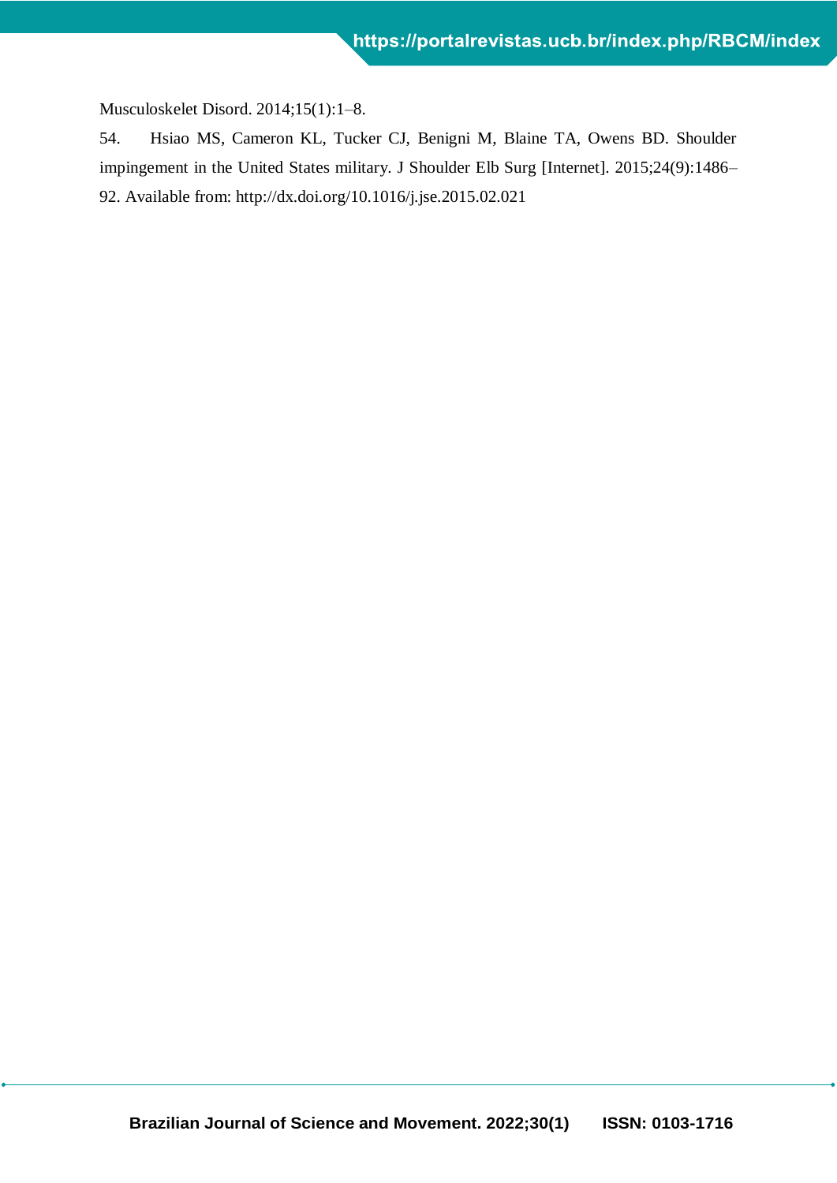Musculoskelet Disord. 2014;15(1):1–8.

54. Hsiao MS, Cameron KL, Tucker CJ, Benigni M, Blaine TA, Owens BD. Shoulder impingement in the United States military. J Shoulder Elb Surg [Internet]. 2015;24(9):1486–92. Available from: http://dx.doi.org/10.1016/j.jse.2015.02.021